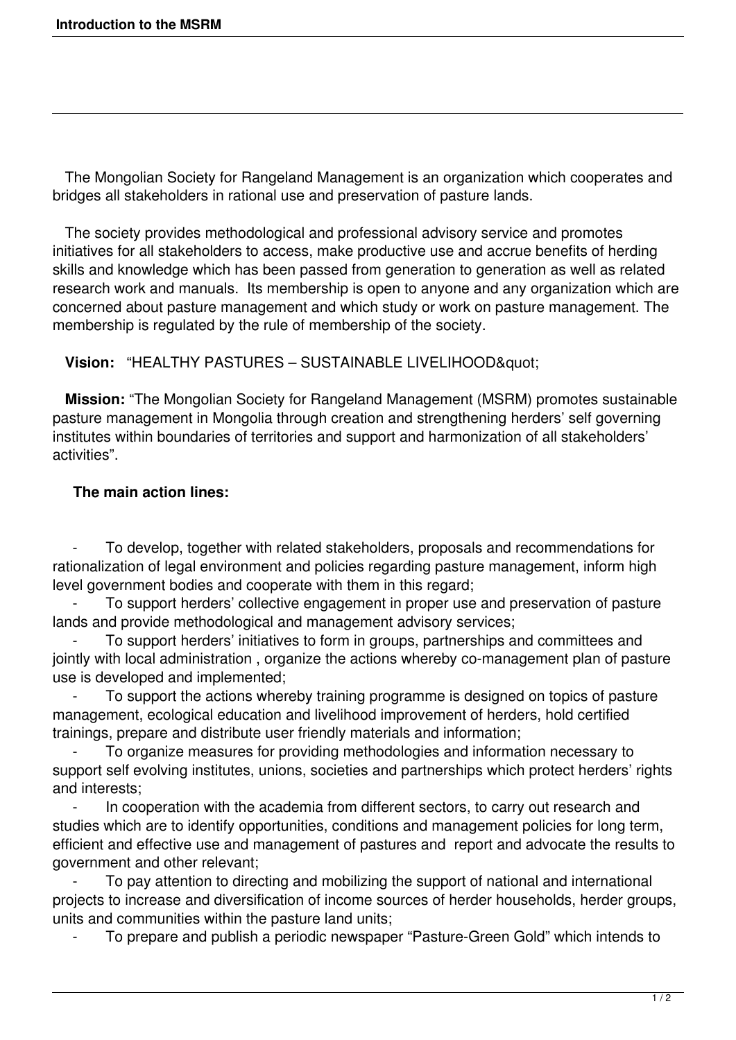# Introduction to the MSRM

The Mongolian Society for Rangeland Management is an organization which cooperates and bridges all stakeholders in rational use and preservation of pasture lands.

The society provides methodological and professional advisory service and promotes initiatives for all stakeholders to access, make productive use and accrue benefits of herding skills and knowledge which has been passed from generation to generation as well as related research work and manuals. Its membership is open to anyone and any organization which are concerned about pasture management and which study or work on pasture management. The membership is regulated by the rule of membership of the society.

**Vision:** "HEALTHY PASTURES – SUSTAINABLE LIVELIHOOD&quot;

**Mission:** "The Mongolian Society for Rangeland Management (MSRM) promotes sustainable pasture management in Mongolia through creation and strengthening herders' self governing institutes within boundaries of territories and support and harmonization of all stakeholders' activities".

**The main action lines:**

- To develop, together with related stakeholders, proposals and recommendations for rationalization of legal environment and policies regarding pasture management, inform high level government bodies and cooperate with them in this regard;
- To support herders' collective engagement in proper use and preservation of pasture lands and provide methodological and management advisory services;
- To support herders' initiatives to form in groups, partnerships and committees and jointly with local administration , organize the actions whereby co-management plan of pasture use is developed and implemented;
- To support the actions whereby training programme is designed on topics of pasture management, ecological education and livelihood improvement of herders, hold certified trainings, prepare and distribute user friendly materials and information;
- To organize measures for providing methodologies and information necessary to support self evolving institutes, unions, societies and partnerships which protect herders' rights and interests;
- In cooperation with the academia from different sectors, to carry out research and studies which are to identify opportunities, conditions and management policies for long term, efficient and effective use and management of pastures and report and advocate the results to government and other relevant;
- To pay attention to directing and mobilizing the support of national and international projects to increase and diversification of income sources of herder households, herder groups, units and communities within the pasture land units;
- To prepare and publish a periodic newspaper "Pasture-Green Gold" which intends to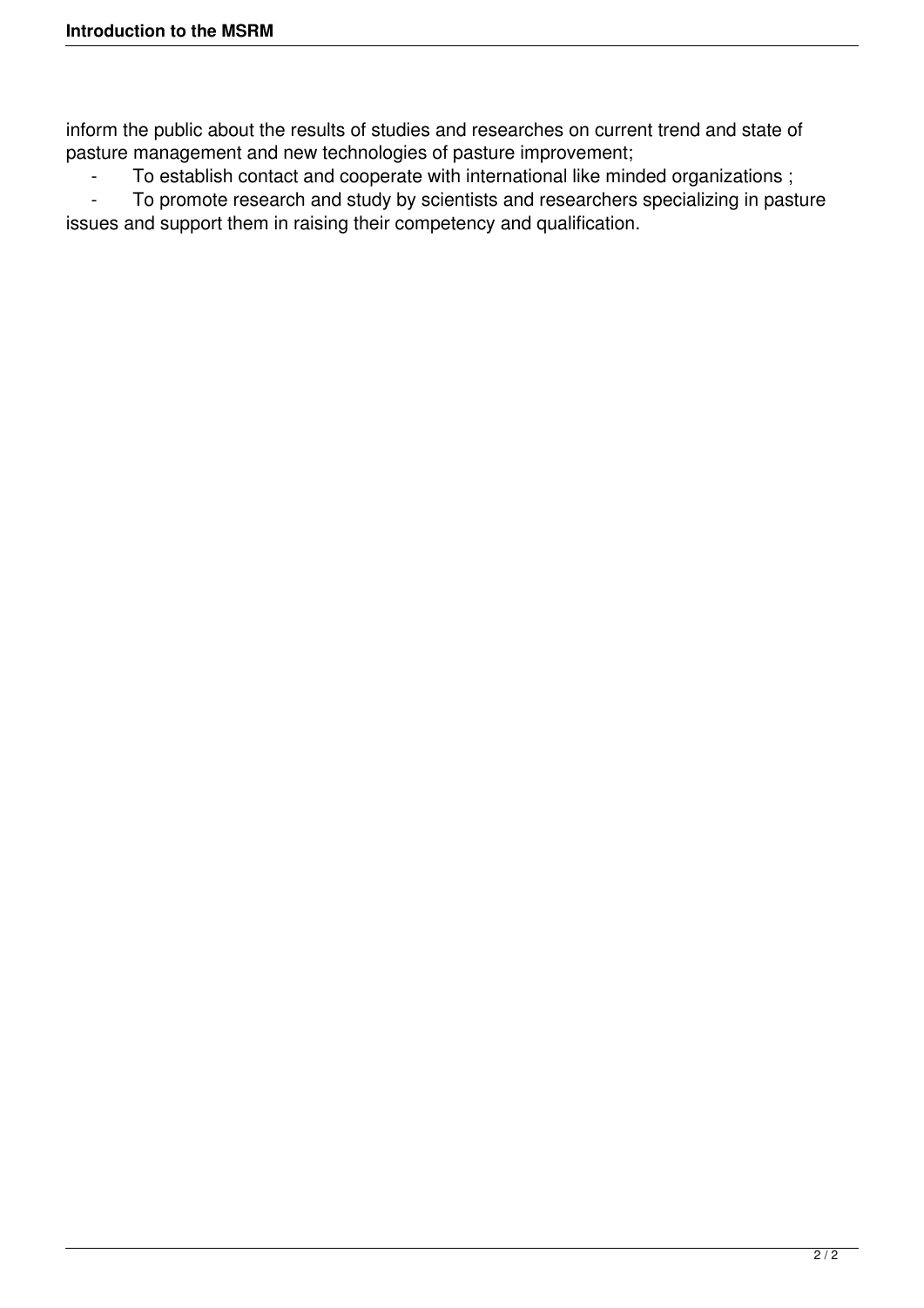inform the public about the results of studies and researches on current trend and state of pasture management and new technologies of pasture improvement;

- To establish contact and cooperate with international like minded organizations ;
- To promote research and study by scientists and researchers specializing in pasture issues and support them in raising their competency and qualification.